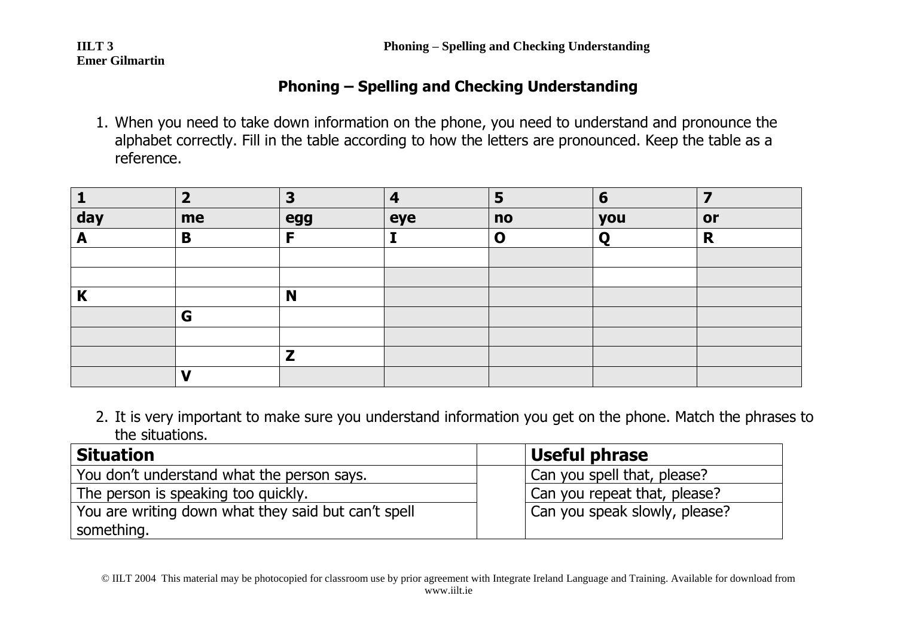# Phoning – Spelling and Checking Understanding

1. When you need to take down information on the phone, you need to understand and pronounce the alphabet correctly. Fill in the table according to how the letters are pronounced. Keep the table as a reference.

| **1** | **2** | **3** | **4** | **5** | **6** | **7** |
|---|---|---|---|---|---|---|
| **day** | **me** | **egg** | **eye** | **no** | **you** | **or** |
| **A** | **B** | **F** | **I** | **O** | **Q** | **R** |
| | | | | | | |
| | | | | | | |
| **K** | | **N** | | | | |
| | **G** | | | | | |
| | | | | | | |
| | | **Z** | | | | |
| | **V** | | | | | |

2. It is very important to make sure you understand information you get on the phone. Match the phrases to the situations.

| **Situation** | | **Useful phrase** |
|---|---|---|
| You don't understand what the person says. | | Can you spell that, please? |
| The person is speaking too quickly. | | Can you repeat that, please? |
| You are writing down what they said but can't spell something. | | Can you speak slowly, please? |

© IILT 2004 This material may be photocopied for classroom use by prior agreement with Integrate Ireland Language and Training. Available for download from www.iilt.ie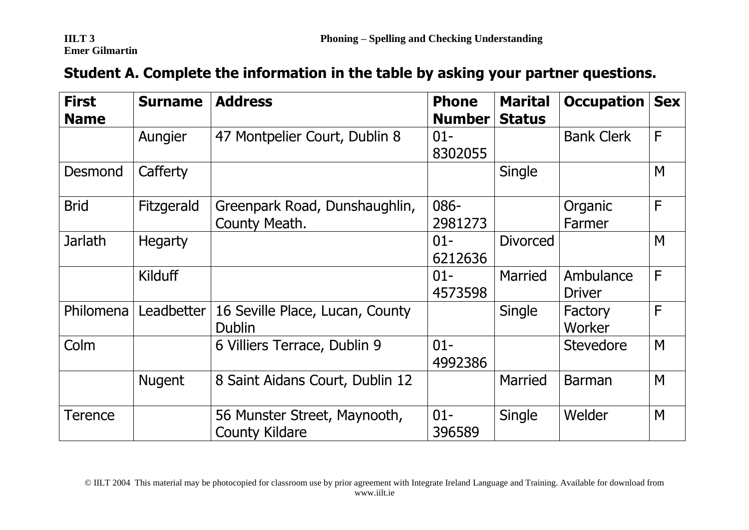## Student A. Complete the information in the table by asking your partner questions.

| First Name | Surname | Address | Phone Number | Marital Status | Occupation | Sex |
|---|---|---|---|---|---|---|
| | Aungier | 47 Montpelier Court, Dublin 8 | 01-8302055 | | Bank Clerk | F |
| Desmond | Cafferty | | | Single | | M |
| Brid | Fitzgerald | Greenpark Road, Dunshaughlin, County Meath. | 086-2981273 | | Organic Farmer | F |
| Jarlath | Hegarty | | 01-6212636 | Divorced | | M |
| | Kilduff | | 01-4573598 | Married | Ambulance Driver | F |
| Philomena | Leadbetter | 16 Seville Place, Lucan, County Dublin | | Single | Factory Worker | F |
| Colm | | 6 Villiers Terrace, Dublin 9 | 01-4992386 | | Stevedore | M |
| | Nugent | 8 Saint Aidans Court, Dublin 12 | | Married | Barman | M |
| Terence | | 56 Munster Street, Maynooth, County Kildare | 01-396589 | Single | Welder | M |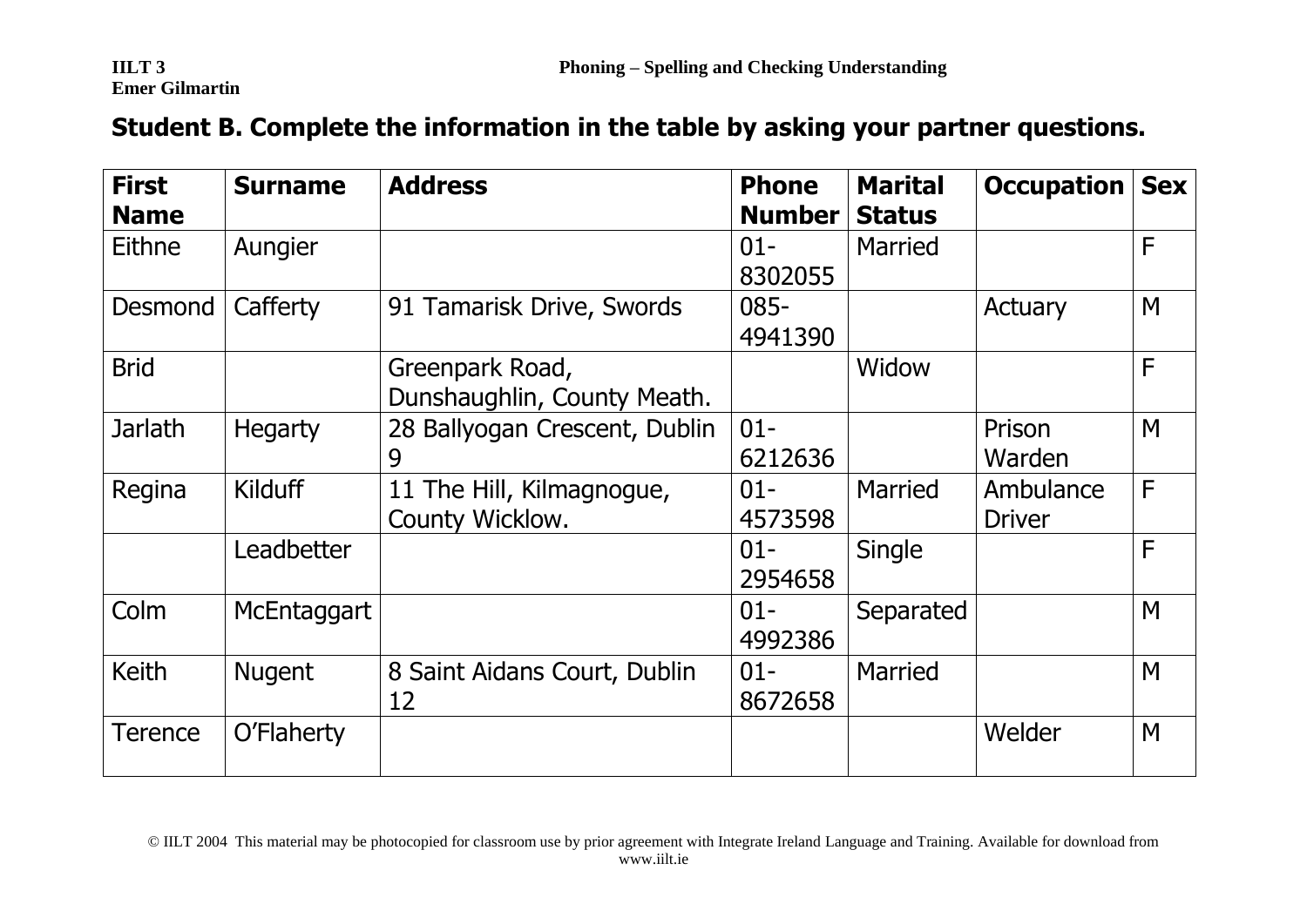## Student B. Complete the information in the table by asking your partner questions.

| First Name | Surname | Address | Phone Number | Marital Status | Occupation | Sex |
|---|---|---|---|---|---|---|
| Eithne | Aungier | | 01-8302055 | Married | | F |
| Desmond | Cafferty | 91 Tamarisk Drive, Swords | 085-4941390 | | Actuary | M |
| Brid | | Greenpark Road, Dunshaughlin, County Meath. | | Widow | | F |
| Jarlath | Hegarty | 28 Ballyogan Crescent, Dublin 9 | 01-6212636 | | Prison Warden | M |
| Regina | Kilduff | 11 The Hill, Kilmagnogue, County Wicklow. | 01-4573598 | Married | Ambulance Driver | F |
| | Leadbetter | | 01-2954658 | Single | | F |
| Colm | McEntaggart | | 01-4992386 | Separated | | M |
| Keith | Nugent | 8 Saint Aidans Court, Dublin 12 | 01-8672658 | Married | | M |
| Terence | O'Flaherty | | | | Welder | M |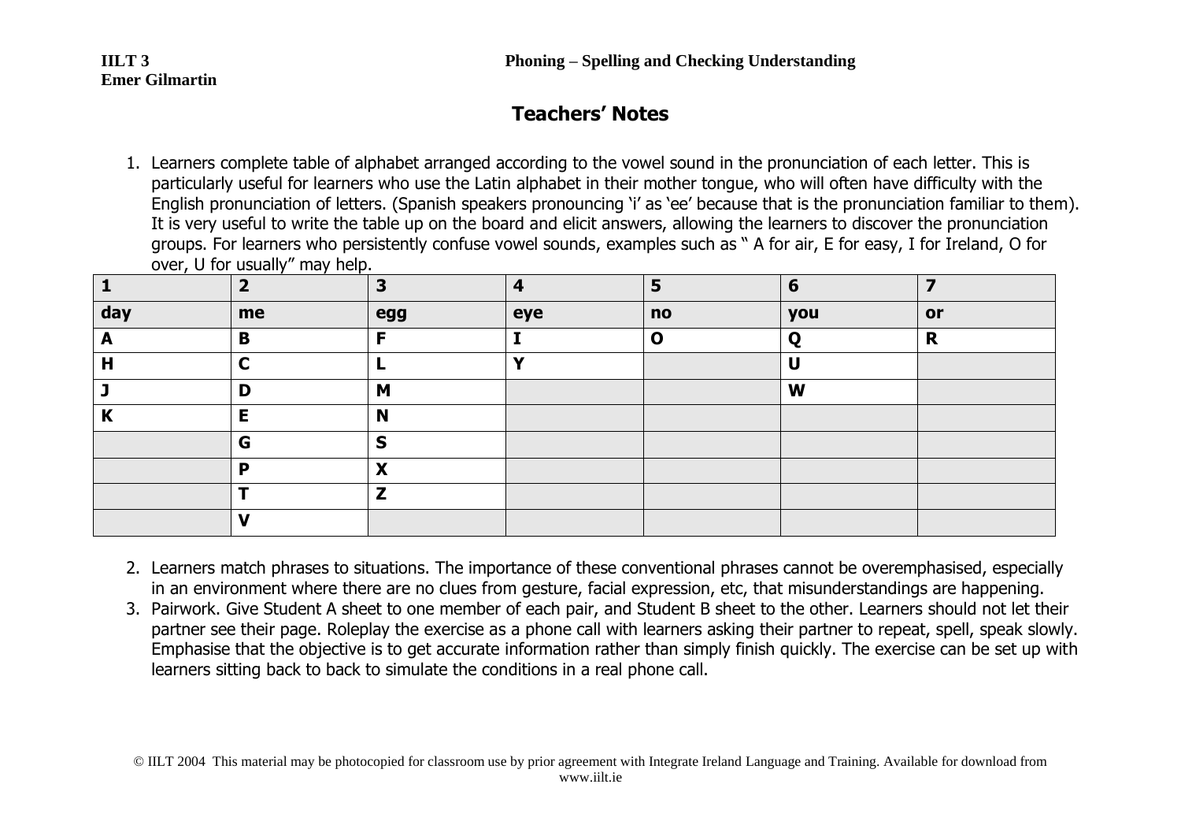## Teachers' Notes

1. Learners complete table of alphabet arranged according to the vowel sound in the pronunciation of each letter. This is particularly useful for learners who use the Latin alphabet in their mother tongue, who will often have difficulty with the English pronunciation of letters. (Spanish speakers pronouncing 'i' as 'ee' because that is the pronunciation familiar to them). It is very useful to write the table up on the board and elicit answers, allowing the learners to discover the pronunciation groups. For learners who persistently confuse vowel sounds, examples such as " A for air, E for easy, I for Ireland, O for over, U for usually" may help.

| **1** | **2** | **3** | **4** | **5** | **6** | **7** |
|---|---|---|---|---|---|---|
| **day** | **me** | **egg** | **eye** | **no** | **you** | **or** |
| **A** | **B** | **F** | **I** | **O** | **Q** | **R** |
| **H** | **C** | **L** | **Y** | | **U** | |
| **J** | **D** | **M** | | | **W** | |
| **K** | **E** | **N** | | | | |
| | **G** | **S** | | | | |
| | **P** | **X** | | | | |
| | **T** | **Z** | | | | |
| | **V** | | | | | |

2. Learners match phrases to situations. The importance of these conventional phrases cannot be overemphasised, especially in an environment where there are no clues from gesture, facial expression, etc, that misunderstandings are happening.
3. Pairwork. Give Student A sheet to one member of each pair, and Student B sheet to the other. Learners should not let their partner see their page. Roleplay the exercise as a phone call with learners asking their partner to repeat, spell, speak slowly. Emphasise that the objective is to get accurate information rather than simply finish quickly. The exercise can be set up with learners sitting back to back to simulate the conditions in a real phone call.

© IILT 2004 This material may be photocopied for classroom use by prior agreement with Integrate Ireland Language and Training. Available for download from www.iilt.ie